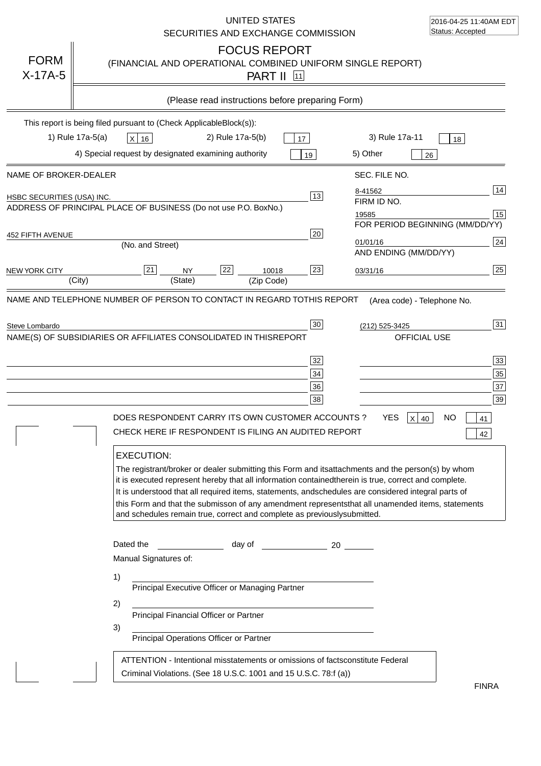2016-04-25 11:40AM EDT
Status: Accepted

UNITED STATES
SECURITIES AND EXCHANGE COMMISSION

**FORM X-17A-5**

# FOCUS REPORT

(FINANCIAL AND OPERATIONAL COMBINED UNIFORM SINGLE REPORT)

PART II [11]

(Please read instructions before preparing Form)

This report is being filed pursuant to (Check ApplicableBlock(s)):

1) Rule 17a-5(a) [X] 16    2) Rule 17a-5(b) [ ] 17    3) Rule 17a-11 [ ] 18

4) Special request by designated examining authority [ ] 19    5) Other [ ] 26

| NAME OF BROKER-DEALER | | SEC. FILE NO. | |
|---|---|---|---|
| HSBC SECURITIES (USA) INC. | 13 | 8-41562 | 14 |
| ADDRESS OF PRINCIPAL PLACE OF BUSINESS (Do not use P.O. BoxNo.) | | FIRM ID NO. | |
| | | 19585 | 15 |
| | | FOR PERIOD BEGINNING (MM/DD/YY) | |
| 452 FIFTH AVENUE (No. and Street) | 20 | 01/01/16 | 24 |
| | | AND ENDING (MM/DD/YY) | |
| NEW YORK CITY [21] (City) NY [22] (State) 10018 (Zip Code) | 23 | 03/31/16 | 25 |

NAME AND TELEPHONE NUMBER OF PERSON TO CONTACT IN REGARD TOTHIS REPORT    (Area code) - Telephone No.

Steve Lombardo [30]    (212) 525-3425 [31]

NAME(S) OF SUBSIDIARIES OR AFFILIATES CONSOLIDATED IN THISREPORT    OFFICIAL USE

| | | | |
|---|---|---|---|
| | 32 | | 33 |
| | 34 | | 35 |
| | 36 | | 37 |
| | 38 | | 39 |

DOES RESPONDENT CARRY ITS OWN CUSTOMER ACCOUNTS ?    YES [X] 40    NO [ ] 41

CHECK HERE IF RESPONDENT IS FILING AN AUDITED REPORT [ ] 42

**EXECUTION:**

The registrant/broker or dealer submitting this Form and itsattachments and the person(s) by whom it is executed represent hereby that all information containedtherein is true, correct and complete. It is understood that all required items, statements, andschedules are considered integral parts of this Form and that the submisson of any amendment representsthat all unamended items, statements and schedules remain true, correct and complete as previouslysubmitted.

Dated the ____________ day of ____________ 20 ______

Manual Signatures of:

1) ________________________________
Principal Executive Officer or Managing Partner

2) ________________________________
Principal Financial Officer or Partner

3) ________________________________
Principal Operations Officer or Partner

ATTENTION - Intentional misstatements or omissions of factsconstitute Federal Criminal Violations. (See 18 U.S.C. 1001 and 15 U.S.C. 78:f (a))

FINRA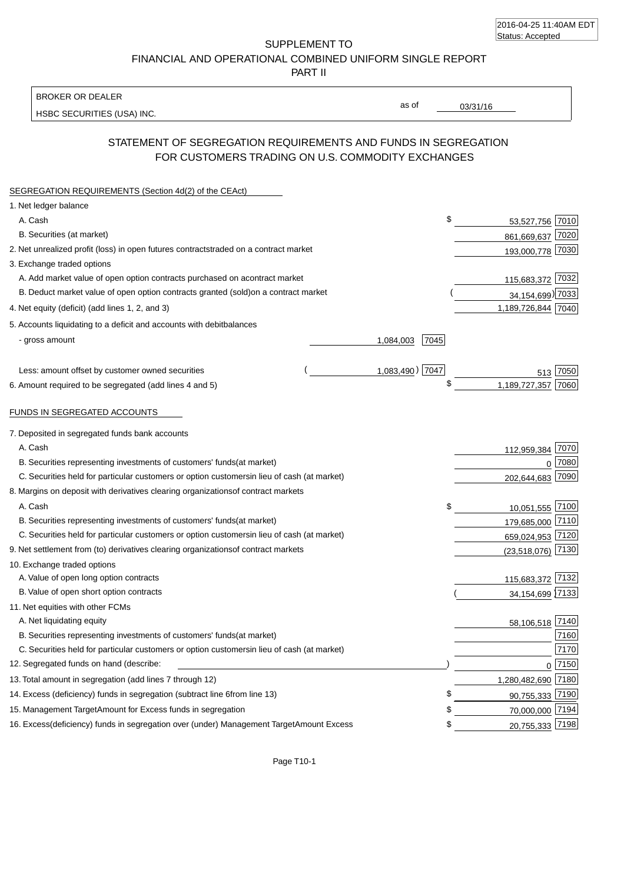2016-04-25 11:40AM EDT
Status: Accepted

SUPPLEMENT TO
FINANCIAL AND OPERATIONAL COMBINED UNIFORM SINGLE REPORT
PART II

BROKER OR DEALER
HSBC SECURITIES (USA) INC.

as of 03/31/16

## STATEMENT OF SEGREGATION REQUIREMENTS AND FUNDS IN SEGREGATION FOR CUSTOMERS TRADING ON U.S. COMMODITY EXCHANGES

SEGREGATION REQUIREMENTS (Section 4d(2) of the CEAct)

| Item | | | Amount | Code |
|---|---|---|---|---|
| 1. Net ledger balance | | | | |
| A. Cash | | | $ 53,527,756 | 7010 |
| B. Securities (at market) | | | 861,669,637 | 7020 |
| 2. Net unrealized profit (loss) in open futures contracts traded on a contract market | | | 193,000,778 | 7030 |
| 3. Exchange traded options | | | | |
| A. Add market value of open option contracts purchased on a contract market | | | 115,683,372 | 7032 |
| B. Deduct market value of open option contracts granted (sold) on a contract market | | | (34,154,699) | 7033 |
| 4. Net equity (deficit) (add lines 1, 2, and 3) | | | 1,189,726,844 | 7040 |
| 5. Accounts liquidating to a deficit and accounts with debit balances | | | | |
| - gross amount | 1,084,003 | 7045 | | |
| Less: amount offset by customer owned securities | (1,083,490) | 7047 | 513 | 7050 |
| 6. Amount required to be segregated (add lines 4 and 5) | | | $ 1,189,727,357 | 7060 |

FUNDS IN SEGREGATED ACCOUNTS

| Item | Amount | Code |
|---|---|---|
| 7. Deposited in segregated funds bank accounts | | |
| A. Cash | 112,959,384 | 7070 |
| B. Securities representing investments of customers' funds (at market) | 0 | 7080 |
| C. Securities held for particular customers or option customers in lieu of cash (at market) | 202,644,683 | 7090 |
| 8. Margins on deposit with derivatives clearing organizations of contract markets | | |
| A. Cash | $ 10,051,555 | 7100 |
| B. Securities representing investments of customers' funds (at market) | 179,685,000 | 7110 |
| C. Securities held for particular customers or option customers in lieu of cash (at market) | 659,024,953 | 7120 |
| 9. Net settlement from (to) derivatives clearing organizations of contract markets | (23,518,076) | 7130 |
| 10. Exchange traded options | | |
| A. Value of open long option contracts | 115,683,372 | 7132 |
| B. Value of open short option contracts | (34,154,699) | 7133 |
| 11. Net equities with other FCMs | | |
| A. Net liquidating equity | 58,106,518 | 7140 |
| B. Securities representing investments of customers' funds (at market) | | 7160 |
| C. Securities held for particular customers or option customers in lieu of cash (at market) | | 7170 |
| 12. Segregated funds on hand (describe: ) | 0 | 7150 |
| 13. Total amount in segregation (add lines 7 through 12) | 1,280,482,690 | 7180 |
| 14. Excess (deficiency) funds in segregation (subtract line 6 from line 13) | $ 90,755,333 | 7190 |
| 15. Management Target Amount for Excess funds in segregation | $ 70,000,000 | 7194 |
| 16. Excess (deficiency) funds in segregation over (under) Management Target Amount Excess | $ 20,755,333 | 7198 |

Page T10-1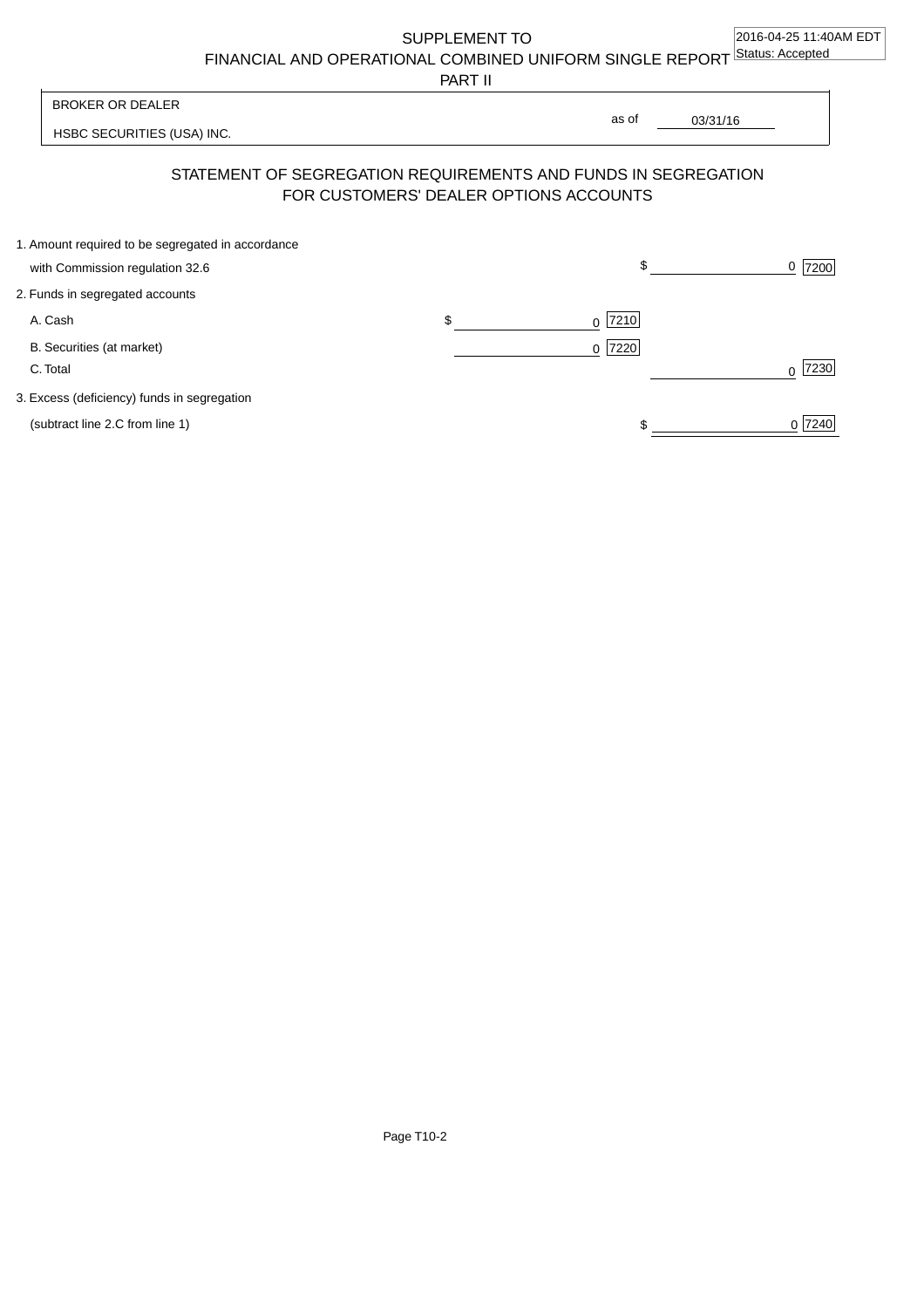SUPPLEMENT TO
FINANCIAL AND OPERATIONAL COMBINED UNIFORM SINGLE REPORT
PART II

2016-04-25 11:40AM EDT
Status: Accepted

BROKER OR DEALER

HSBC SECURITIES (USA) INC.

as of 03/31/16

## STATEMENT OF SEGREGATION REQUIREMENTS AND FUNDS IN SEGREGATION FOR CUSTOMERS' DEALER OPTIONS ACCOUNTS

| | | |
|---|---|---|
| 1. Amount required to be segregated in accordance with Commission regulation 32.6 | | $ 0 [7200] |
| 2. Funds in segregated accounts | | |
| A. Cash | $ 0 [7210] | |
| B. Securities (at market) | 0 [7220] | |
| C. Total | | 0 [7230] |
| 3. Excess (deficiency) funds in segregation (subtract line 2.C from line 1) | | $ 0 [7240] |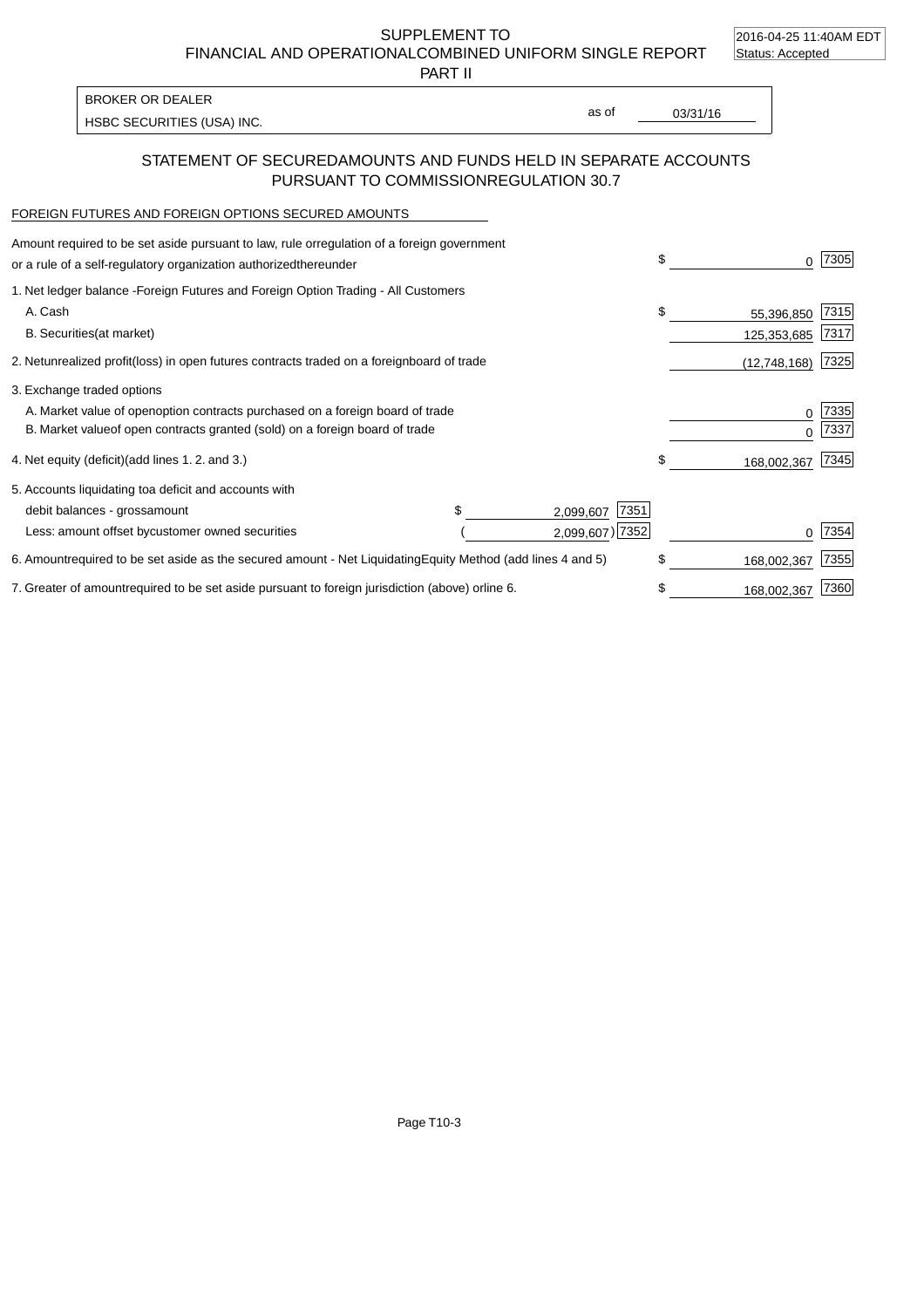SUPPLEMENT TO
FINANCIAL AND OPERATIONAL COMBINED UNIFORM SINGLE REPORT
PART II

2016-04-25 11:40AM EDT
Status: Accepted

BROKER OR DEALER
HSBC SECURITIES (USA) INC.

as of 03/31/16

## STATEMENT OF SECURED AMOUNTS AND FUNDS HELD IN SEPARATE ACCOUNTS PURSUANT TO COMMISSION REGULATION 30.7

FOREIGN FUTURES AND FOREIGN OPTIONS SECURED AMOUNTS

| | | | | |
|---|---|---|---|---|
| Amount required to be set aside pursuant to law, rule or regulation of a foreign government or a rule of a self-regulatory organization authorized thereunder | | | $ 0 | 7305 |
| 1. Net ledger balance - Foreign Futures and Foreign Option Trading - All Customers | | | | |
| A. Cash | | | $ 55,396,850 | 7315 |
| B. Securities (at market) | | | 125,353,685 | 7317 |
| 2. Net unrealized profit (loss) in open futures contracts traded on a foreign board of trade | | | (12,748,168) | 7325 |
| 3. Exchange traded options | | | | |
| A. Market value of open option contracts purchased on a foreign board of trade | | | 0 | 7335 |
| B. Market value of open contracts granted (sold) on a foreign board of trade | | | 0 | 7337 |
| 4. Net equity (deficit) (add lines 1. 2. and 3.) | | | $ 168,002,367 | 7345 |
| 5. Accounts liquidating to a deficit and accounts with | | | | |
| debit balances - gross amount | $ 2,099,607 | 7351 | | |
| Less: amount offset by customer owned securities | ( 2,099,607 ) | 7352 | 0 | 7354 |
| 6. Amount required to be set aside as the secured amount - Net Liquidating Equity Method (add lines 4 and 5) | | | $ 168,002,367 | 7355 |
| 7. Greater of amount required to be set aside pursuant to foreign jurisdiction (above) or line 6. | | | $ 168,002,367 | 7360 |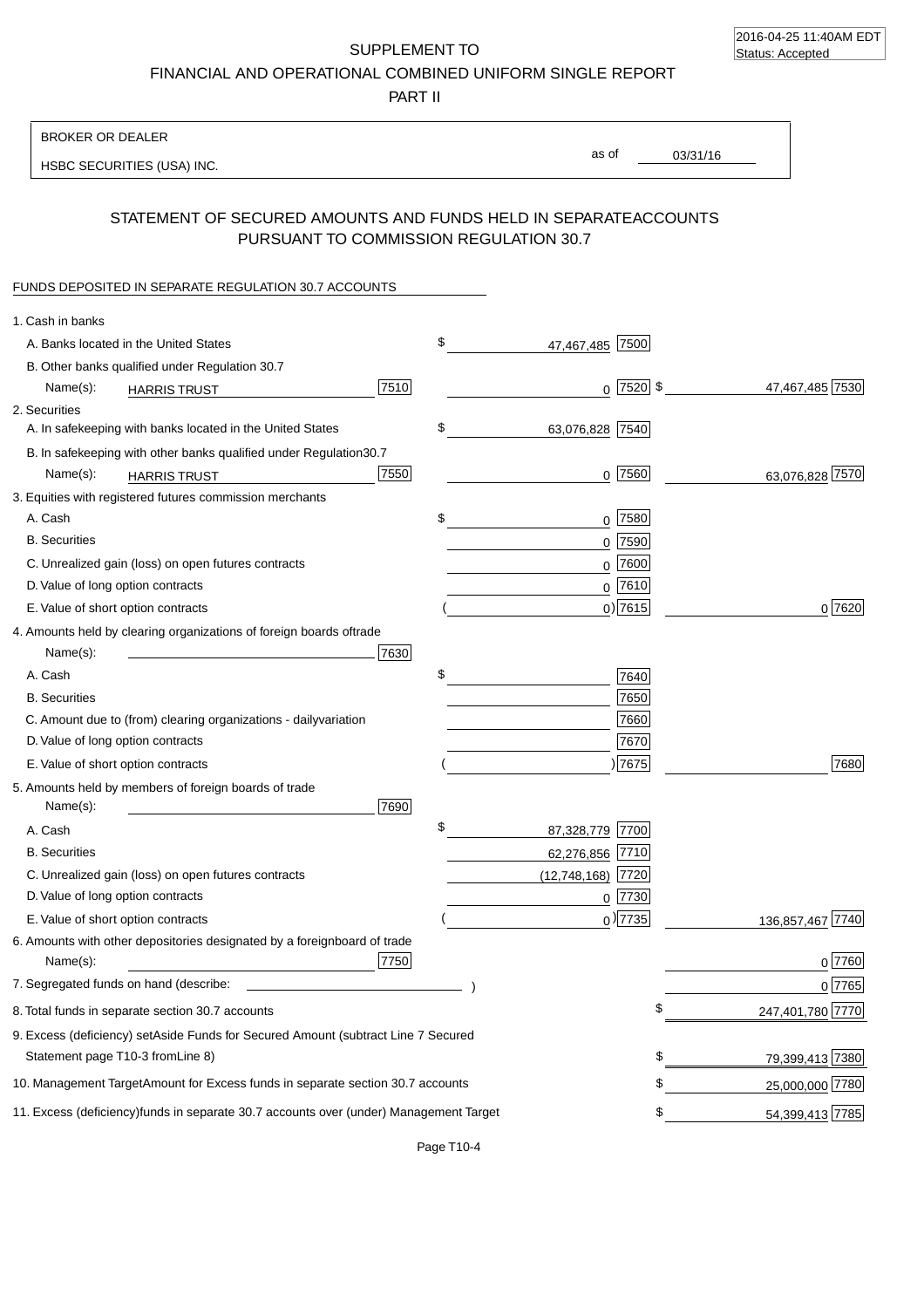2016-04-25 11:40AM EDT
Status: Accepted

SUPPLEMENT TO
FINANCIAL AND OPERATIONAL COMBINED UNIFORM SINGLE REPORT
PART II

BROKER OR DEALER
HSBC SECURITIES (USA) INC.

as of 03/31/16

## STATEMENT OF SECURED AMOUNTS AND FUNDS HELD IN SEPARATE ACCOUNTS PURSUANT TO COMMISSION REGULATION 30.7

FUNDS DEPOSITED IN SEPARATE REGULATION 30.7 ACCOUNTS

| Item | | | |
|---|---|---|---|
| 1. Cash in banks | | | |
| A. Banks located in the United States | | $ 47,467,485 [7500] | |
| B. Other banks qualified under Regulation 30.7 Name(s): HARRIS TRUST | [7510] | 0 [7520] | $ 47,467,485 [7530] |
| 2. Securities | | | |
| A. In safekeeping with banks located in the United States | | $ 63,076,828 [7540] | |
| B. In safekeeping with other banks qualified under Regulation 30.7 Name(s): HARRIS TRUST | [7550] | 0 [7560] | 63,076,828 [7570] |
| 3. Equities with registered futures commission merchants | | | |
| A. Cash | | $ 0 [7580] | |
| B. Securities | | 0 [7590] | |
| C. Unrealized gain (loss) on open futures contracts | | 0 [7600] | |
| D. Value of long option contracts | | 0 [7610] | |
| E. Value of short option contracts | | ( 0) [7615] | 0 [7620] |
| 4. Amounts held by clearing organizations of foreign boards of trade Name(s): | [7630] | | |
| A. Cash | | $ [7640] | |
| B. Securities | | [7650] | |
| C. Amount due to (from) clearing organizations - daily variation | | [7660] | |
| D. Value of long option contracts | | [7670] | |
| E. Value of short option contracts | | ( ) [7675] | [7680] |
| 5. Amounts held by members of foreign boards of trade Name(s): | [7690] | | |
| A. Cash | | $ 87,328,779 [7700] | |
| B. Securities | | 62,276,856 [7710] | |
| C. Unrealized gain (loss) on open futures contracts | | (12,748,168) [7720] | |
| D. Value of long option contracts | | 0 [7730] | |
| E. Value of short option contracts | | ( 0) [7735] | 136,857,467 [7740] |
| 6. Amounts with other depositories designated by a foreign board of trade Name(s): | [7750] | | 0 [7760] |
| 7. Segregated funds on hand (describe: ) | | | 0 [7765] |
| 8. Total funds in separate section 30.7 accounts | | | $ 247,401,780 [7770] |
| 9. Excess (deficiency) set Aside Funds for Secured Amount (subtract Line 7 Secured Statement page T10-3 from Line 8) | | | $ 79,399,413 [7380] |
| 10. Management Target Amount for Excess funds in separate section 30.7 accounts | | | $ 25,000,000 [7780] |
| 11. Excess (deficiency) funds in separate 30.7 accounts over (under) Management Target | | | $ 54,399,413 [7785] |

Page T10-4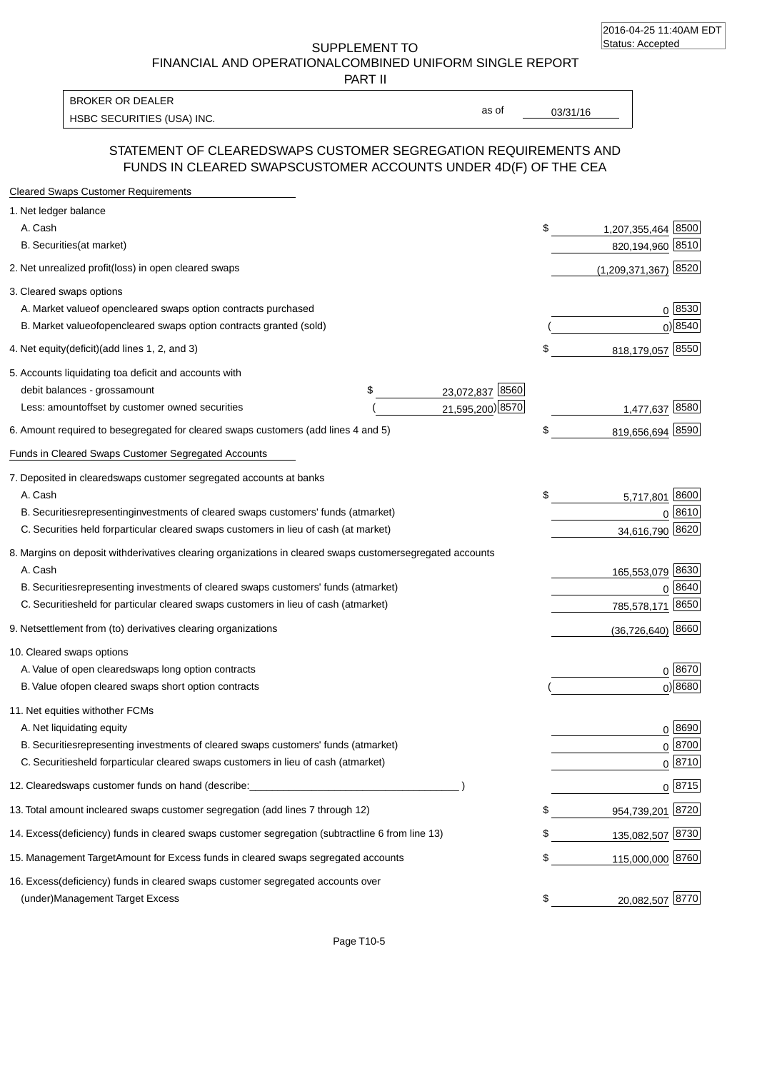2016-04-25 11:40AM EDT
Status: Accepted

# SUPPLEMENT TO
# FINANCIAL AND OPERATIONALCOMBINED UNIFORM SINGLE REPORT
# PART II

BROKER OR DEALER

HSBC SECURITIES (USA) INC.

as of 03/31/16

## STATEMENT OF CLEAREDSWAPS CUSTOMER SEGREGATION REQUIREMENTS AND FUNDS IN CLEARED SWAPSCUSTOMER ACCOUNTS UNDER 4D(F) OF THE CEA

**Cleared Swaps Customer Requirements**

| | | | | |
|---|---|---|---|---|
| 1. Net ledger balance | | | | |
| A. Cash | | | $ 1,207,355,464 | 8500 |
| B. Securities(at market) | | | 820,194,960 | 8510 |
| 2. Net unrealized profit(loss) in open cleared swaps | | | (1,209,371,367) | 8520 |
| 3. Cleared swaps options | | | | |
| A. Market valueof opencleared swaps option contracts purchased | | | 0 | 8530 |
| B. Market valueofopencleared swaps option contracts granted (sold) | | | ( 0) | 8540 |
| 4. Net equity(deficit)(add lines 1, 2, and 3) | | | $ 818,179,057 | 8550 |
| 5. Accounts liquidating toa deficit and accounts with | | | | |
| debit balances - grossamount | $ 23,072,837 | 8560 | | |
| Less: amountoffset by customer owned securities | ( 21,595,200) | 8570 | 1,477,637 | 8580 |
| 6. Amount required to besegregated for cleared swaps customers (add lines 4 and 5) | | | $ 819,656,694 | 8590 |

**Funds in Cleared Swaps Customer Segregated Accounts**

| | | |
|---|---|---|
| 7. Deposited in clearedswaps customer segregated accounts at banks | | |
| A. Cash | $ 5,717,801 | 8600 |
| B. Securitiesrepresentinginvestments of cleared swaps customers' funds (atmarket) | 0 | 8610 |
| C. Securities held forparticular cleared swaps customers in lieu of cash (at market) | 34,616,790 | 8620 |
| 8. Margins on deposit withderivatives clearing organizations in cleared swaps customersegregated accounts | | |
| A. Cash | 165,553,079 | 8630 |
| B. Securitiesrepresenting investments of cleared swaps customers' funds (atmarket) | 0 | 8640 |
| C. Securitiesheld for particular cleared swaps customers in lieu of cash (atmarket) | 785,578,171 | 8650 |
| 9. Netsettlement from (to) derivatives clearing organizations | (36,726,640) | 8660 |
| 10. Cleared swaps options | | |
| A. Value of open clearedswaps long option contracts | 0 | 8670 |
| B. Value ofopen cleared swaps short option contracts | ( 0) | 8680 |
| 11. Net equities withother FCMs | | |
| A. Net liquidating equity | 0 | 8690 |
| B. Securitiesrepresenting investments of cleared swaps customers' funds (atmarket) | 0 | 8700 |
| C. Securitiesheld forparticular cleared swaps customers in lieu of cash (atmarket) | 0 | 8710 |
| 12. Clearedswaps customer funds on hand (describe:_______________ ) | 0 | 8715 |
| 13. Total amount incleared swaps customer segregation (add lines 7 through 12) | $ 954,739,201 | 8720 |
| 14. Excess(deficiency) funds in cleared swaps customer segregation (subtractline 6 from line 13) | $ 135,082,507 | 8730 |
| 15. Management TargetAmount for Excess funds in cleared swaps segregated accounts | $ 115,000,000 | 8760 |
| 16. Excess(deficiency) funds in cleared swaps customer segregated accounts over (under)Management Target Excess | $ 20,082,507 | 8770 |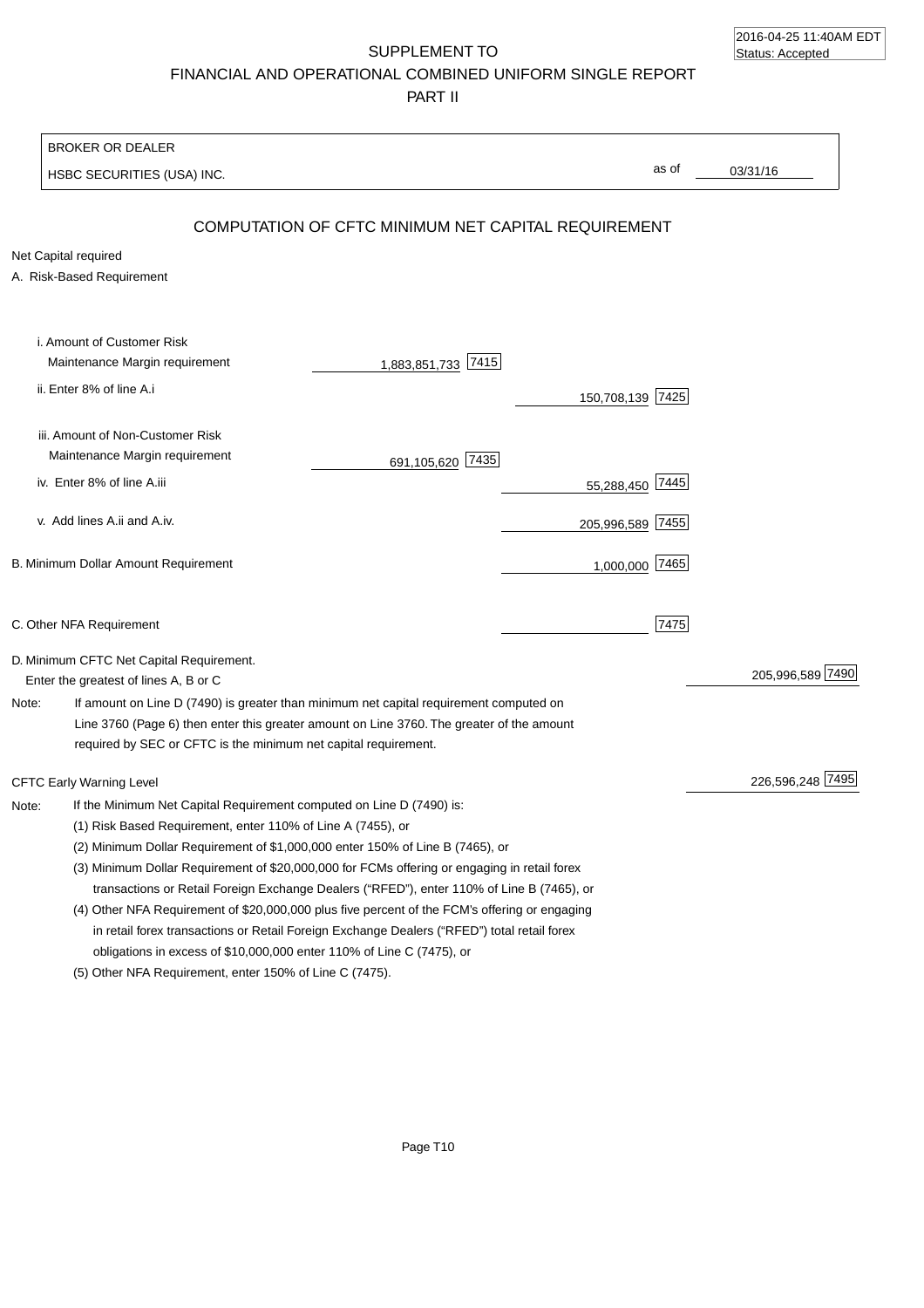2016-04-25 11:40AM EDT
Status: Accepted

# SUPPLEMENT TO
# FINANCIAL AND OPERATIONAL COMBINED UNIFORM SINGLE REPORT
# PART II

| | | |
|---|---|---|
| BROKER OR DEALER | | |
| HSBC SECURITIES (USA) INC. | as of | 03/31/16 |

## COMPUTATION OF CFTC MINIMUM NET CAPITAL REQUIREMENT

Net Capital required

A. Risk-Based Requirement

| | | | |
|---|---|---|---|
| i. Amount of Customer Risk Maintenance Margin requirement | 1,883,851,733 [7415] | | |
| ii. Enter 8% of line A.i | | 150,708,139 [7425] | |
| iii. Amount of Non-Customer Risk Maintenance Margin requirement | 691,105,620 [7435] | | |
| iv. Enter 8% of line A.iii | | 55,288,450 [7445] | |
| v. Add lines A.ii and A.iv. | | 205,996,589 [7455] | |
| B. Minimum Dollar Amount Requirement | | 1,000,000 [7465] | |
| C. Other NFA Requirement | | [7475] | |
| D. Minimum CFTC Net Capital Requirement. Enter the greatest of lines A, B or C | | | 205,996,589 [7490] |

Note: If amount on Line D (7490) is greater than minimum net capital requirement computed on Line 3760 (Page 6) then enter this greater amount on Line 3760. The greater of the amount required by SEC or CFTC is the minimum net capital requirement.

CFTC Early Warning Level — 226,596,248 [7495]

Note: If the Minimum Net Capital Requirement computed on Line D (7490) is:

(1) Risk Based Requirement, enter 110% of Line A (7455), or

(2) Minimum Dollar Requirement of $1,000,000 enter 150% of Line B (7465), or

(3) Minimum Dollar Requirement of $20,000,000 for FCMs offering or engaging in retail forex transactions or Retail Foreign Exchange Dealers ("RFED"), enter 110% of Line B (7465), or

(4) Other NFA Requirement of $20,000,000 plus five percent of the FCM's offering or engaging in retail forex transactions or Retail Foreign Exchange Dealers ("RFED") total retail forex obligations in excess of $10,000,000 enter 110% of Line C (7475), or

(5) Other NFA Requirement, enter 150% of Line C (7475).